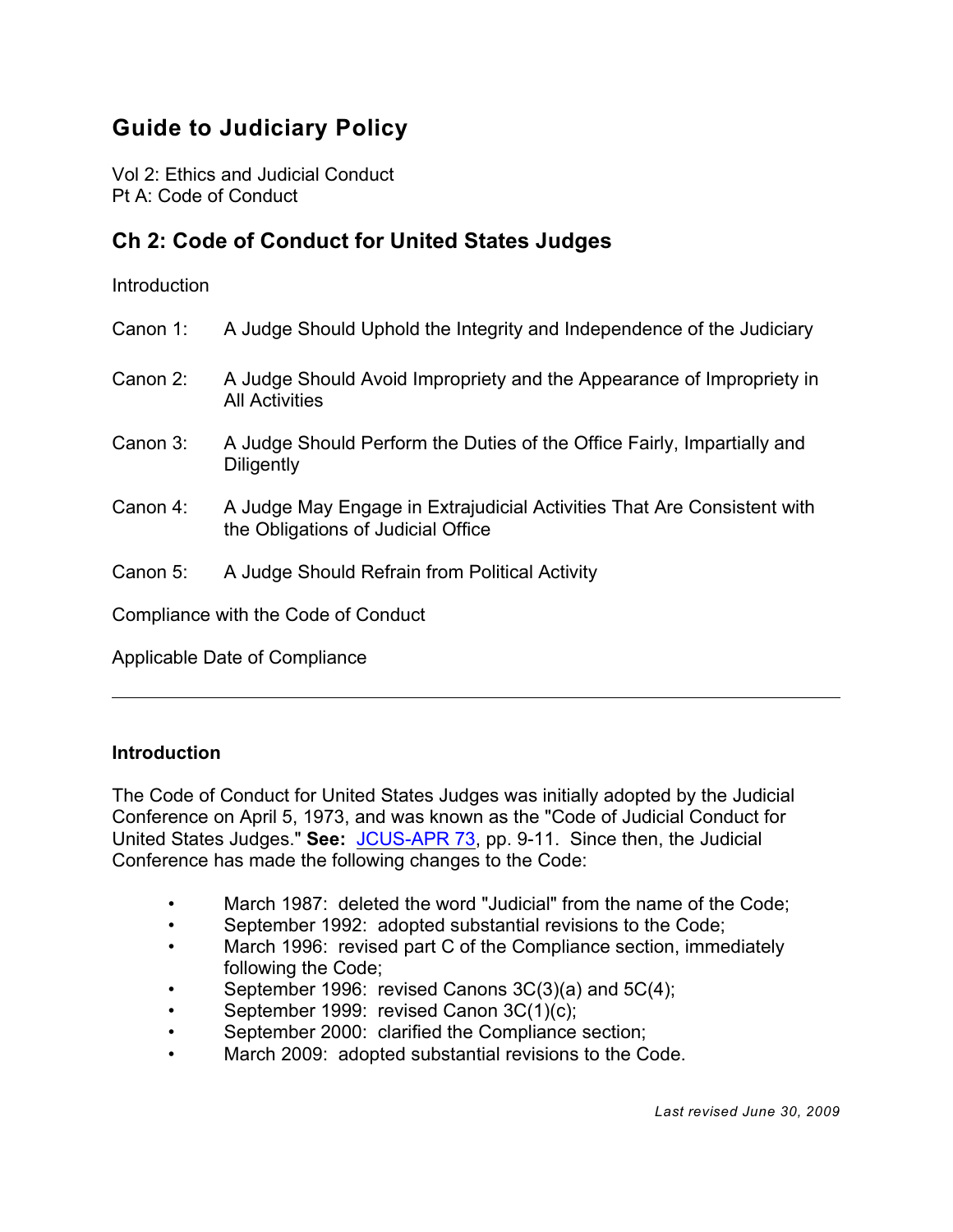# Guide to Judiciary Policy

Vol 2: Ethics and Judicial Conduct
Pt A: Code of Conduct

## Ch 2: Code of Conduct for United States Judges

Introduction

| | |
|---|---|
| Canon 1: | A Judge Should Uphold the Integrity and Independence of the Judiciary |
| Canon 2: | A Judge Should Avoid Impropriety and the Appearance of Impropriety in All Activities |
| Canon 3: | A Judge Should Perform the Duties of the Office Fairly, Impartially and Diligently |
| Canon 4: | A Judge May Engage in Extrajudicial Activities That Are Consistent with the Obligations of Judicial Office |
| Canon 5: | A Judge Should Refrain from Political Activity |

Compliance with the Code of Conduct

Applicable Date of Compliance

---

### Introduction

The Code of Conduct for United States Judges was initially adopted by the Judicial Conference on April 5, 1973, and was known as the "Code of Judicial Conduct for United States Judges." **See:** JCUS-APR 73, pp. 9-11. Since then, the Judicial Conference has made the following changes to the Code:

- March 1987: deleted the word "Judicial" from the name of the Code;
- September 1992: adopted substantial revisions to the Code;
- March 1996: revised part C of the Compliance section, immediately following the Code;
- September 1996: revised Canons 3C(3)(a) and 5C(4);
- September 1999: revised Canon 3C(1)(c);
- September 2000: clarified the Compliance section;
- March 2009: adopted substantial revisions to the Code.

*Last revised June 30, 2009*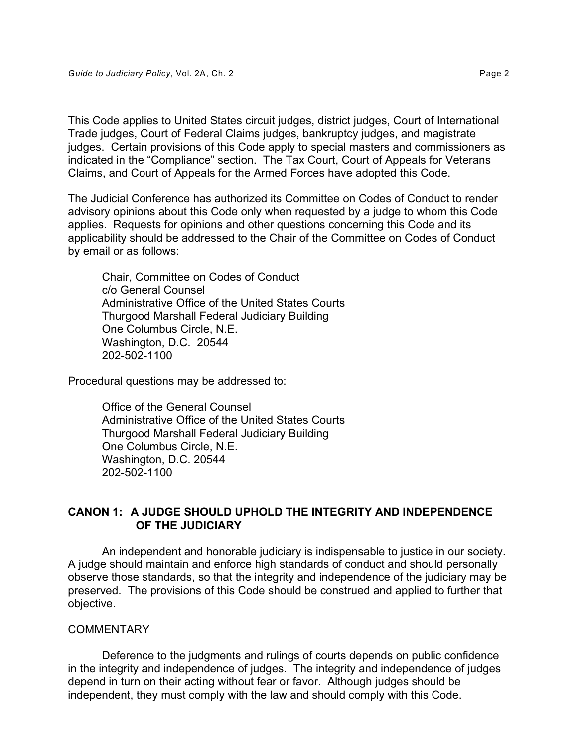This Code applies to United States circuit judges, district judges, Court of International Trade judges, Court of Federal Claims judges, bankruptcy judges, and magistrate judges. Certain provisions of this Code apply to special masters and commissioners as indicated in the "Compliance" section. The Tax Court, Court of Appeals for Veterans Claims, and Court of Appeals for the Armed Forces have adopted this Code.

The Judicial Conference has authorized its Committee on Codes of Conduct to render advisory opinions about this Code only when requested by a judge to whom this Code applies. Requests for opinions and other questions concerning this Code and its applicability should be addressed to the Chair of the Committee on Codes of Conduct by email or as follows:

> Chair, Committee on Codes of Conduct
> c/o General Counsel
> Administrative Office of the United States Courts
> Thurgood Marshall Federal Judiciary Building
> One Columbus Circle, N.E.
> Washington, D.C. 20544
> 202-502-1100

Procedural questions may be addressed to:

> Office of the General Counsel
> Administrative Office of the United States Courts
> Thurgood Marshall Federal Judiciary Building
> One Columbus Circle, N.E.
> Washington, D.C. 20544
> 202-502-1100

## CANON 1: A JUDGE SHOULD UPHOLD THE INTEGRITY AND INDEPENDENCE OF THE JUDICIARY

An independent and honorable judiciary is indispensable to justice in our society. A judge should maintain and enforce high standards of conduct and should personally observe those standards, so that the integrity and independence of the judiciary may be preserved. The provisions of this Code should be construed and applied to further that objective.

COMMENTARY

Deference to the judgments and rulings of courts depends on public confidence in the integrity and independence of judges. The integrity and independence of judges depend in turn on their acting without fear or favor. Although judges should be independent, they must comply with the law and should comply with this Code.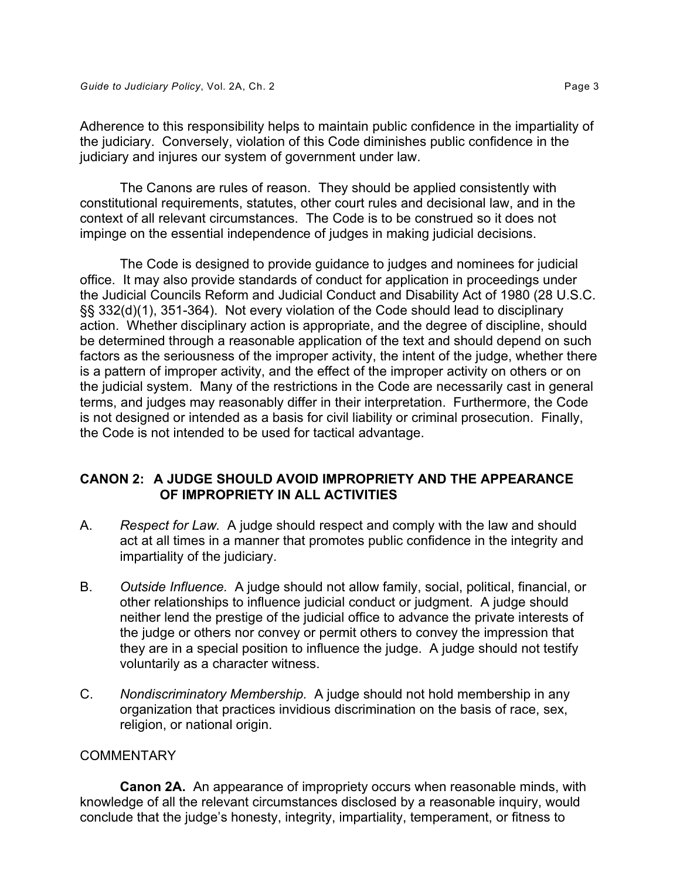Adherence to this responsibility helps to maintain public confidence in the impartiality of the judiciary. Conversely, violation of this Code diminishes public confidence in the judiciary and injures our system of government under law.

The Canons are rules of reason. They should be applied consistently with constitutional requirements, statutes, other court rules and decisional law, and in the context of all relevant circumstances. The Code is to be construed so it does not impinge on the essential independence of judges in making judicial decisions.

The Code is designed to provide guidance to judges and nominees for judicial office. It may also provide standards of conduct for application in proceedings under the Judicial Councils Reform and Judicial Conduct and Disability Act of 1980 (28 U.S.C. §§ 332(d)(1), 351-364). Not every violation of the Code should lead to disciplinary action. Whether disciplinary action is appropriate, and the degree of discipline, should be determined through a reasonable application of the text and should depend on such factors as the seriousness of the improper activity, the intent of the judge, whether there is a pattern of improper activity, and the effect of the improper activity on others or on the judicial system. Many of the restrictions in the Code are necessarily cast in general terms, and judges may reasonably differ in their interpretation. Furthermore, the Code is not designed or intended as a basis for civil liability or criminal prosecution. Finally, the Code is not intended to be used for tactical advantage.

## CANON 2: A JUDGE SHOULD AVOID IMPROPRIETY AND THE APPEARANCE OF IMPROPRIETY IN ALL ACTIVITIES

A. *Respect for Law.* A judge should respect and comply with the law and should act at all times in a manner that promotes public confidence in the integrity and impartiality of the judiciary.

B. *Outside Influence.* A judge should not allow family, social, political, financial, or other relationships to influence judicial conduct or judgment. A judge should neither lend the prestige of the judicial office to advance the private interests of the judge or others nor convey or permit others to convey the impression that they are in a special position to influence the judge. A judge should not testify voluntarily as a character witness.

C. *Nondiscriminatory Membership.* A judge should not hold membership in any organization that practices invidious discrimination on the basis of race, sex, religion, or national origin.

COMMENTARY

**Canon 2A.** An appearance of impropriety occurs when reasonable minds, with knowledge of all the relevant circumstances disclosed by a reasonable inquiry, would conclude that the judge's honesty, integrity, impartiality, temperament, or fitness to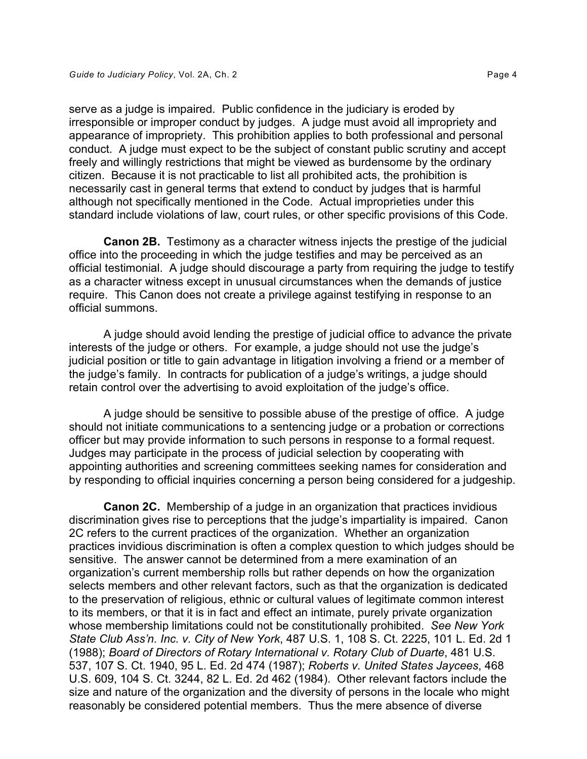serve as a judge is impaired. Public confidence in the judiciary is eroded by irresponsible or improper conduct by judges. A judge must avoid all impropriety and appearance of impropriety. This prohibition applies to both professional and personal conduct. A judge must expect to be the subject of constant public scrutiny and accept freely and willingly restrictions that might be viewed as burdensome by the ordinary citizen. Because it is not practicable to list all prohibited acts, the prohibition is necessarily cast in general terms that extend to conduct by judges that is harmful although not specifically mentioned in the Code. Actual improprieties under this standard include violations of law, court rules, or other specific provisions of this Code.

**Canon 2B.** Testimony as a character witness injects the prestige of the judicial office into the proceeding in which the judge testifies and may be perceived as an official testimonial. A judge should discourage a party from requiring the judge to testify as a character witness except in unusual circumstances when the demands of justice require. This Canon does not create a privilege against testifying in response to an official summons.

A judge should avoid lending the prestige of judicial office to advance the private interests of the judge or others. For example, a judge should not use the judge's judicial position or title to gain advantage in litigation involving a friend or a member of the judge's family. In contracts for publication of a judge's writings, a judge should retain control over the advertising to avoid exploitation of the judge's office.

A judge should be sensitive to possible abuse of the prestige of office. A judge should not initiate communications to a sentencing judge or a probation or corrections officer but may provide information to such persons in response to a formal request. Judges may participate in the process of judicial selection by cooperating with appointing authorities and screening committees seeking names for consideration and by responding to official inquiries concerning a person being considered for a judgeship.

**Canon 2C.** Membership of a judge in an organization that practices invidious discrimination gives rise to perceptions that the judge's impartiality is impaired. Canon 2C refers to the current practices of the organization. Whether an organization practices invidious discrimination is often a complex question to which judges should be sensitive. The answer cannot be determined from a mere examination of an organization's current membership rolls but rather depends on how the organization selects members and other relevant factors, such as that the organization is dedicated to the preservation of religious, ethnic or cultural values of legitimate common interest to its members, or that it is in fact and effect an intimate, purely private organization whose membership limitations could not be constitutionally prohibited. *See New York State Club Ass'n. Inc. v. City of New York*, 487 U.S. 1, 108 S. Ct. 2225, 101 L. Ed. 2d 1 (1988); *Board of Directors of Rotary International v. Rotary Club of Duarte*, 481 U.S. 537, 107 S. Ct. 1940, 95 L. Ed. 2d 474 (1987); *Roberts v. United States Jaycees*, 468 U.S. 609, 104 S. Ct. 3244, 82 L. Ed. 2d 462 (1984). Other relevant factors include the size and nature of the organization and the diversity of persons in the locale who might reasonably be considered potential members. Thus the mere absence of diverse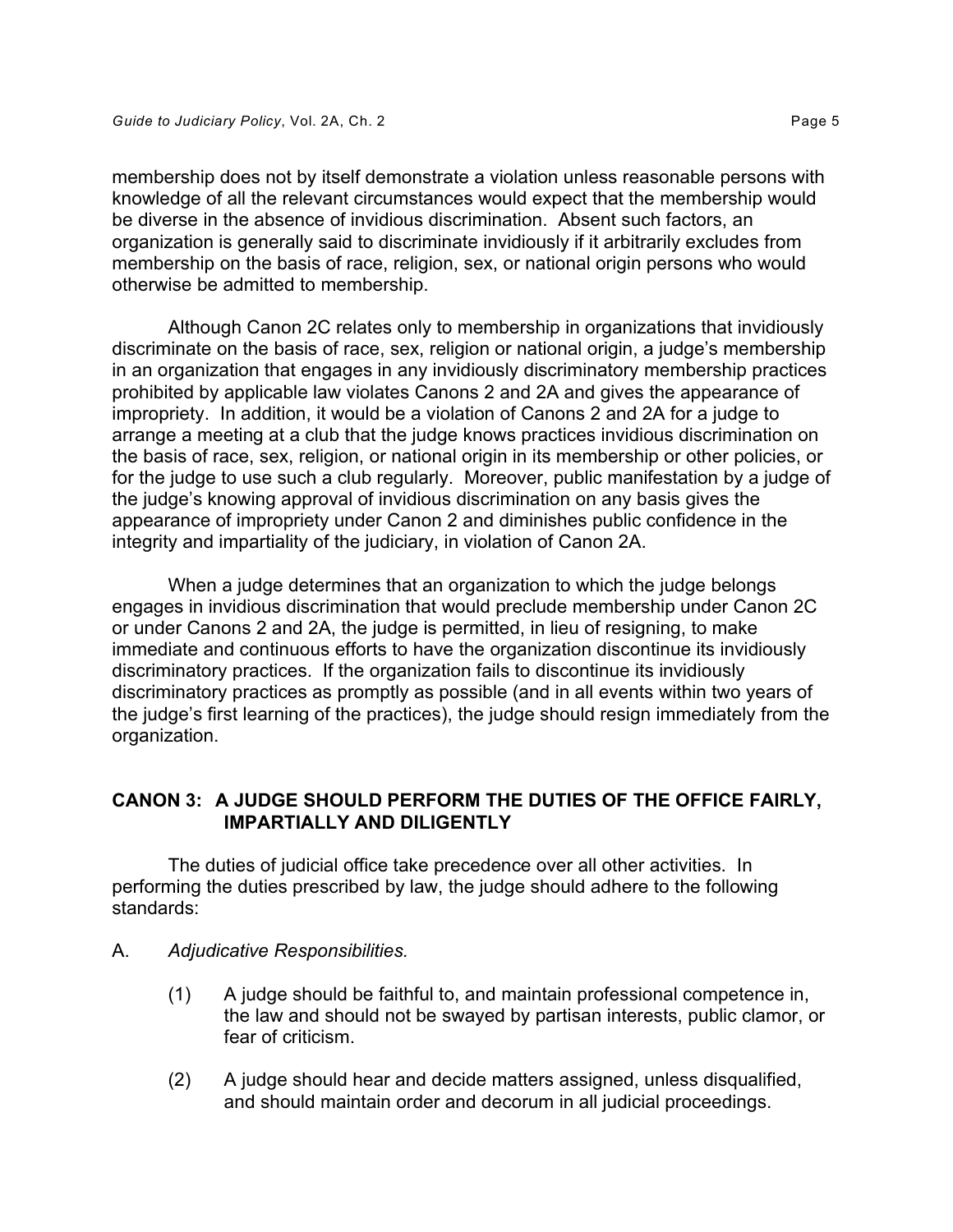membership does not by itself demonstrate a violation unless reasonable persons with knowledge of all the relevant circumstances would expect that the membership would be diverse in the absence of invidious discrimination. Absent such factors, an organization is generally said to discriminate invidiously if it arbitrarily excludes from membership on the basis of race, religion, sex, or national origin persons who would otherwise be admitted to membership.

Although Canon 2C relates only to membership in organizations that invidiously discriminate on the basis of race, sex, religion or national origin, a judge's membership in an organization that engages in any invidiously discriminatory membership practices prohibited by applicable law violates Canons 2 and 2A and gives the appearance of impropriety. In addition, it would be a violation of Canons 2 and 2A for a judge to arrange a meeting at a club that the judge knows practices invidious discrimination on the basis of race, sex, religion, or national origin in its membership or other policies, or for the judge to use such a club regularly. Moreover, public manifestation by a judge of the judge's knowing approval of invidious discrimination on any basis gives the appearance of impropriety under Canon 2 and diminishes public confidence in the integrity and impartiality of the judiciary, in violation of Canon 2A.

When a judge determines that an organization to which the judge belongs engages in invidious discrimination that would preclude membership under Canon 2C or under Canons 2 and 2A, the judge is permitted, in lieu of resigning, to make immediate and continuous efforts to have the organization discontinue its invidiously discriminatory practices. If the organization fails to discontinue its invidiously discriminatory practices as promptly as possible (and in all events within two years of the judge's first learning of the practices), the judge should resign immediately from the organization.

## CANON 3: A JUDGE SHOULD PERFORM THE DUTIES OF THE OFFICE FAIRLY, IMPARTIALLY AND DILIGENTLY

The duties of judicial office take precedence over all other activities. In performing the duties prescribed by law, the judge should adhere to the following standards:

A. *Adjudicative Responsibilities.*

(1) A judge should be faithful to, and maintain professional competence in, the law and should not be swayed by partisan interests, public clamor, or fear of criticism.

(2) A judge should hear and decide matters assigned, unless disqualified, and should maintain order and decorum in all judicial proceedings.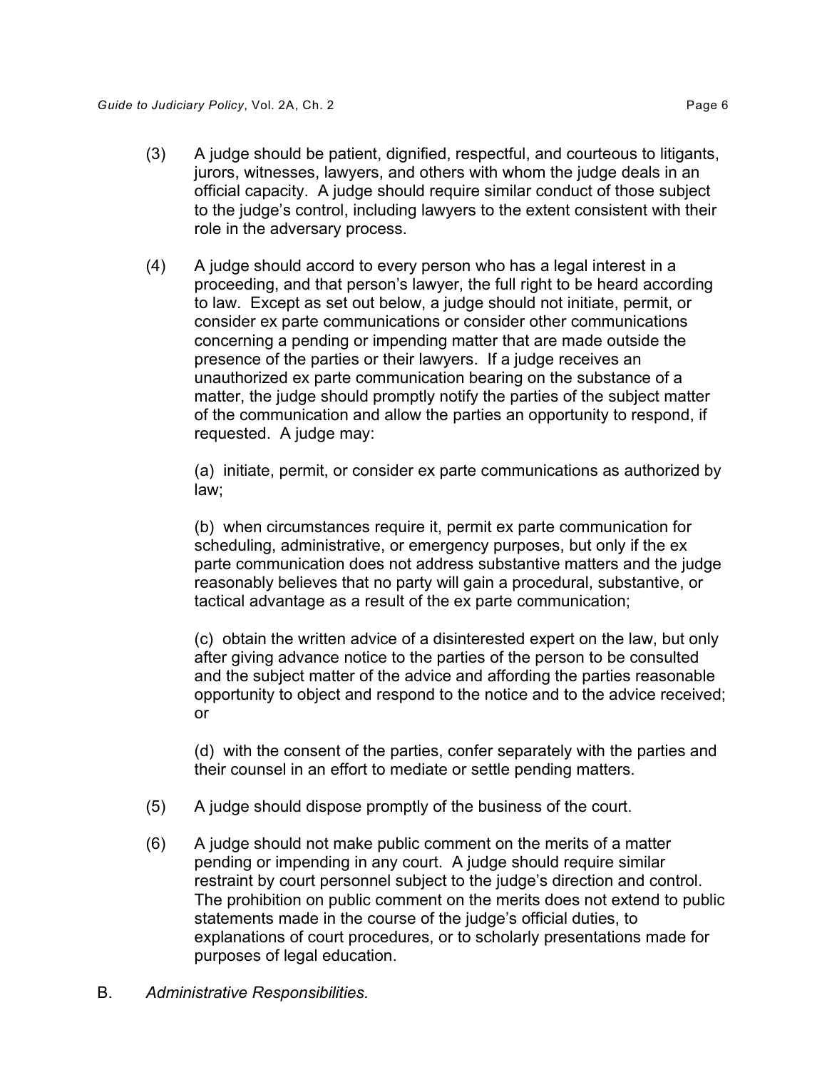(3) A judge should be patient, dignified, respectful, and courteous to litigants, jurors, witnesses, lawyers, and others with whom the judge deals in an official capacity. A judge should require similar conduct of those subject to the judge's control, including lawyers to the extent consistent with their role in the adversary process.

(4) A judge should accord to every person who has a legal interest in a proceeding, and that person's lawyer, the full right to be heard according to law. Except as set out below, a judge should not initiate, permit, or consider ex parte communications or consider other communications concerning a pending or impending matter that are made outside the presence of the parties or their lawyers. If a judge receives an unauthorized ex parte communication bearing on the substance of a matter, the judge should promptly notify the parties of the subject matter of the communication and allow the parties an opportunity to respond, if requested. A judge may:

   (a) initiate, permit, or consider ex parte communications as authorized by law;

   (b) when circumstances require it, permit ex parte communication for scheduling, administrative, or emergency purposes, but only if the ex parte communication does not address substantive matters and the judge reasonably believes that no party will gain a procedural, substantive, or tactical advantage as a result of the ex parte communication;

   (c) obtain the written advice of a disinterested expert on the law, but only after giving advance notice to the parties of the person to be consulted and the subject matter of the advice and affording the parties reasonable opportunity to object and respond to the notice and to the advice received; or

   (d) with the consent of the parties, confer separately with the parties and their counsel in an effort to mediate or settle pending matters.

(5) A judge should dispose promptly of the business of the court.

(6) A judge should not make public comment on the merits of a matter pending or impending in any court. A judge should require similar restraint by court personnel subject to the judge's direction and control. The prohibition on public comment on the merits does not extend to public statements made in the course of the judge's official duties, to explanations of court procedures, or to scholarly presentations made for purposes of legal education.

B. *Administrative Responsibilities.*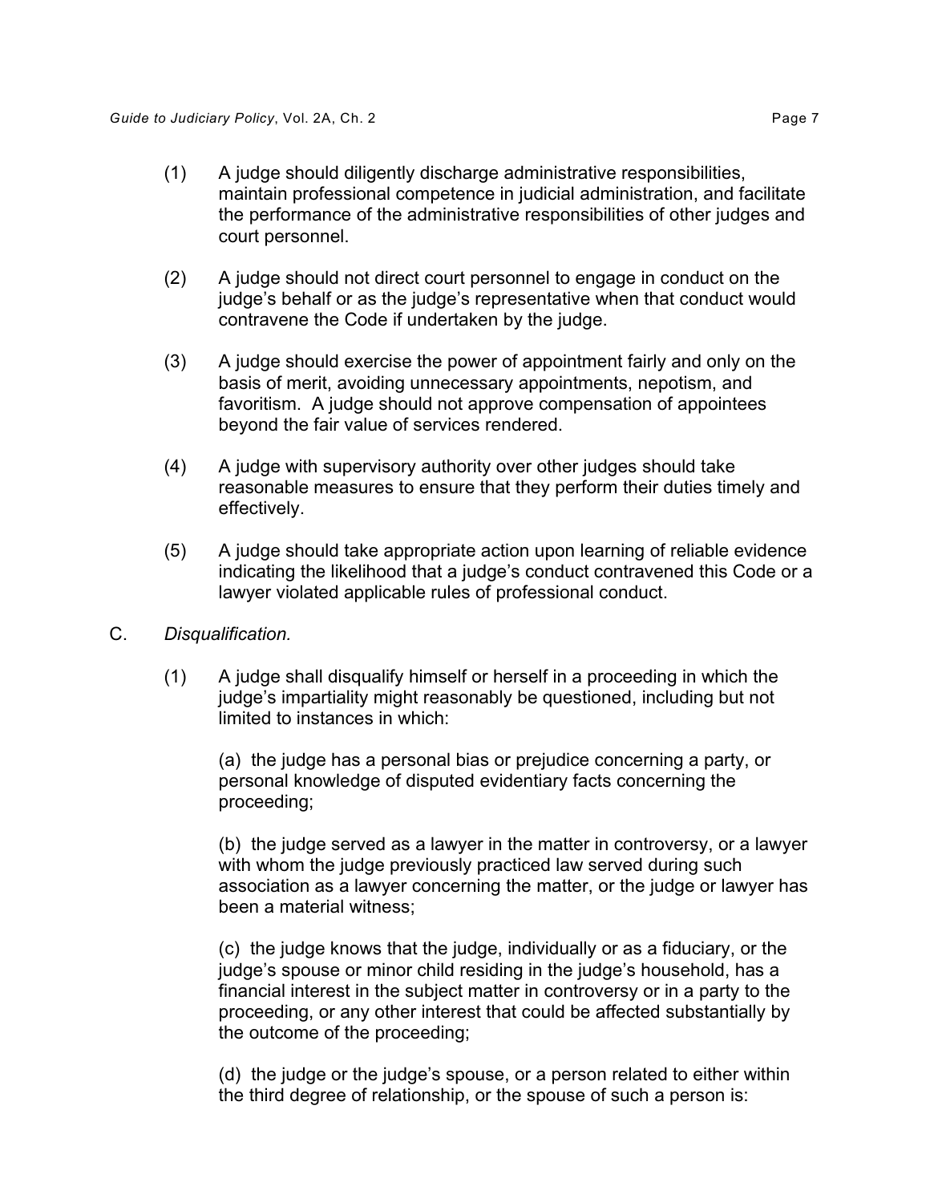(1) A judge should diligently discharge administrative responsibilities, maintain professional competence in judicial administration, and facilitate the performance of the administrative responsibilities of other judges and court personnel.

(2) A judge should not direct court personnel to engage in conduct on the judge's behalf or as the judge's representative when that conduct would contravene the Code if undertaken by the judge.

(3) A judge should exercise the power of appointment fairly and only on the basis of merit, avoiding unnecessary appointments, nepotism, and favoritism. A judge should not approve compensation of appointees beyond the fair value of services rendered.

(4) A judge with supervisory authority over other judges should take reasonable measures to ensure that they perform their duties timely and effectively.

(5) A judge should take appropriate action upon learning of reliable evidence indicating the likelihood that a judge's conduct contravened this Code or a lawyer violated applicable rules of professional conduct.

C. *Disqualification.*

(1) A judge shall disqualify himself or herself in a proceeding in which the judge's impartiality might reasonably be questioned, including but not limited to instances in which:

(a) the judge has a personal bias or prejudice concerning a party, or personal knowledge of disputed evidentiary facts concerning the proceeding;

(b) the judge served as a lawyer in the matter in controversy, or a lawyer with whom the judge previously practiced law served during such association as a lawyer concerning the matter, or the judge or lawyer has been a material witness;

(c) the judge knows that the judge, individually or as a fiduciary, or the judge's spouse or minor child residing in the judge's household, has a financial interest in the subject matter in controversy or in a party to the proceeding, or any other interest that could be affected substantially by the outcome of the proceeding;

(d) the judge or the judge's spouse, or a person related to either within the third degree of relationship, or the spouse of such a person is: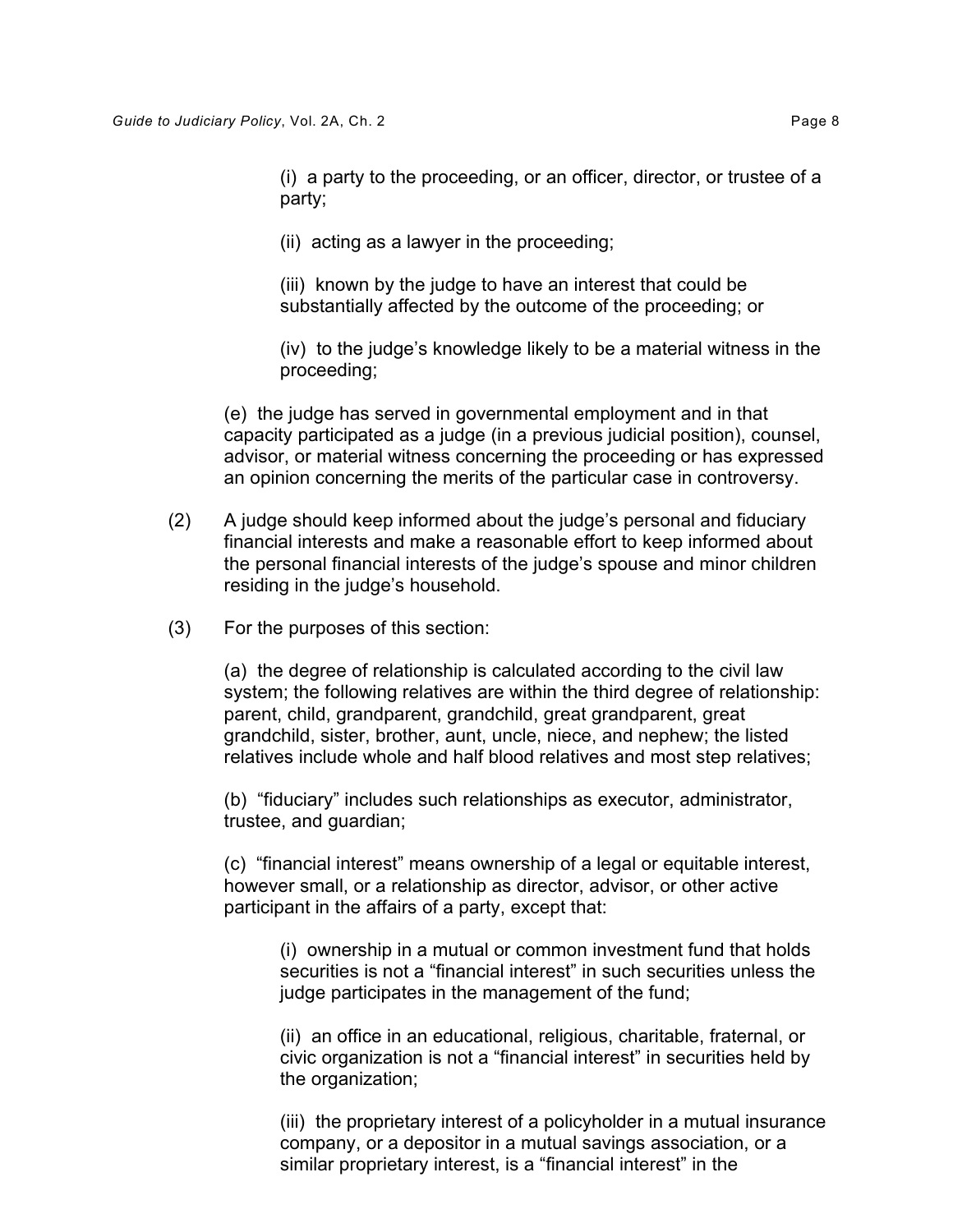(i) a party to the proceeding, or an officer, director, or trustee of a party;

(ii) acting as a lawyer in the proceeding;

(iii) known by the judge to have an interest that could be substantially affected by the outcome of the proceeding; or

(iv) to the judge's knowledge likely to be a material witness in the proceeding;

(e) the judge has served in governmental employment and in that capacity participated as a judge (in a previous judicial position), counsel, advisor, or material witness concerning the proceeding or has expressed an opinion concerning the merits of the particular case in controversy.

(2) A judge should keep informed about the judge's personal and fiduciary financial interests and make a reasonable effort to keep informed about the personal financial interests of the judge's spouse and minor children residing in the judge's household.

(3) For the purposes of this section:

(a) the degree of relationship is calculated according to the civil law system; the following relatives are within the third degree of relationship: parent, child, grandparent, grandchild, great grandparent, great grandchild, sister, brother, aunt, uncle, niece, and nephew; the listed relatives include whole and half blood relatives and most step relatives;

(b) "fiduciary" includes such relationships as executor, administrator, trustee, and guardian;

(c) "financial interest" means ownership of a legal or equitable interest, however small, or a relationship as director, advisor, or other active participant in the affairs of a party, except that:

(i) ownership in a mutual or common investment fund that holds securities is not a "financial interest" in such securities unless the judge participates in the management of the fund;

(ii) an office in an educational, religious, charitable, fraternal, or civic organization is not a "financial interest" in securities held by the organization;

(iii) the proprietary interest of a policyholder in a mutual insurance company, or a depositor in a mutual savings association, or a similar proprietary interest, is a "financial interest" in the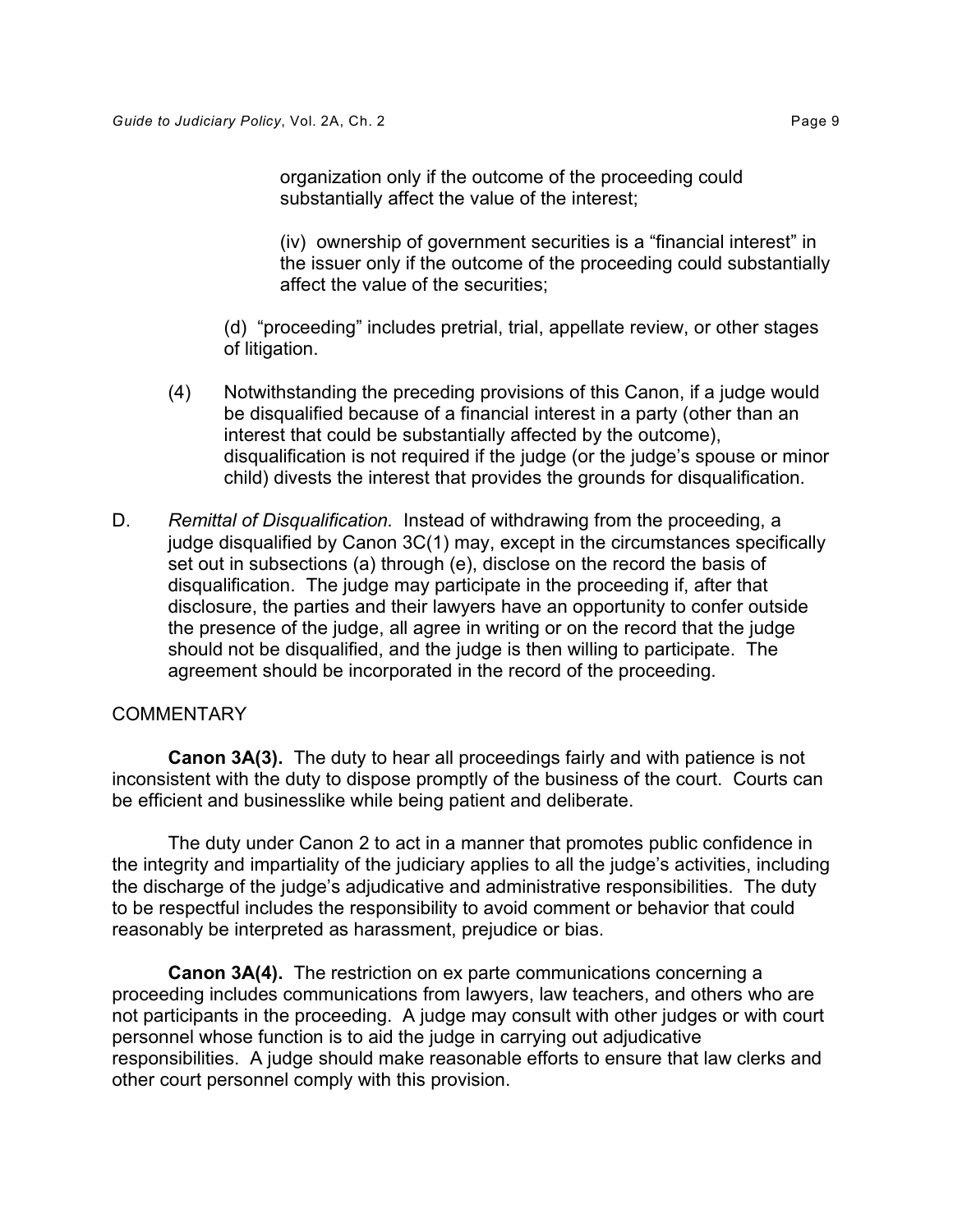organization only if the outcome of the proceeding could substantially affect the value of the interest;

(iv) ownership of government securities is a “financial interest” in the issuer only if the outcome of the proceeding could substantially affect the value of the securities;

(d) “proceeding” includes pretrial, trial, appellate review, or other stages of litigation.

(4) Notwithstanding the preceding provisions of this Canon, if a judge would be disqualified because of a financial interest in a party (other than an interest that could be substantially affected by the outcome), disqualification is not required if the judge (or the judge’s spouse or minor child) divests the interest that provides the grounds for disqualification.

D. *Remittal of Disqualification.* Instead of withdrawing from the proceeding, a judge disqualified by Canon 3C(1) may, except in the circumstances specifically set out in subsections (a) through (e), disclose on the record the basis of disqualification. The judge may participate in the proceeding if, after that disclosure, the parties and their lawyers have an opportunity to confer outside the presence of the judge, all agree in writing or on the record that the judge should not be disqualified, and the judge is then willing to participate. The agreement should be incorporated in the record of the proceeding.

COMMENTARY

**Canon 3A(3).** The duty to hear all proceedings fairly and with patience is not inconsistent with the duty to dispose promptly of the business of the court. Courts can be efficient and businesslike while being patient and deliberate.

The duty under Canon 2 to act in a manner that promotes public confidence in the integrity and impartiality of the judiciary applies to all the judge’s activities, including the discharge of the judge’s adjudicative and administrative responsibilities. The duty to be respectful includes the responsibility to avoid comment or behavior that could reasonably be interpreted as harassment, prejudice or bias.

**Canon 3A(4).** The restriction on ex parte communications concerning a proceeding includes communications from lawyers, law teachers, and others who are not participants in the proceeding. A judge may consult with other judges or with court personnel whose function is to aid the judge in carrying out adjudicative responsibilities. A judge should make reasonable efforts to ensure that law clerks and other court personnel comply with this provision.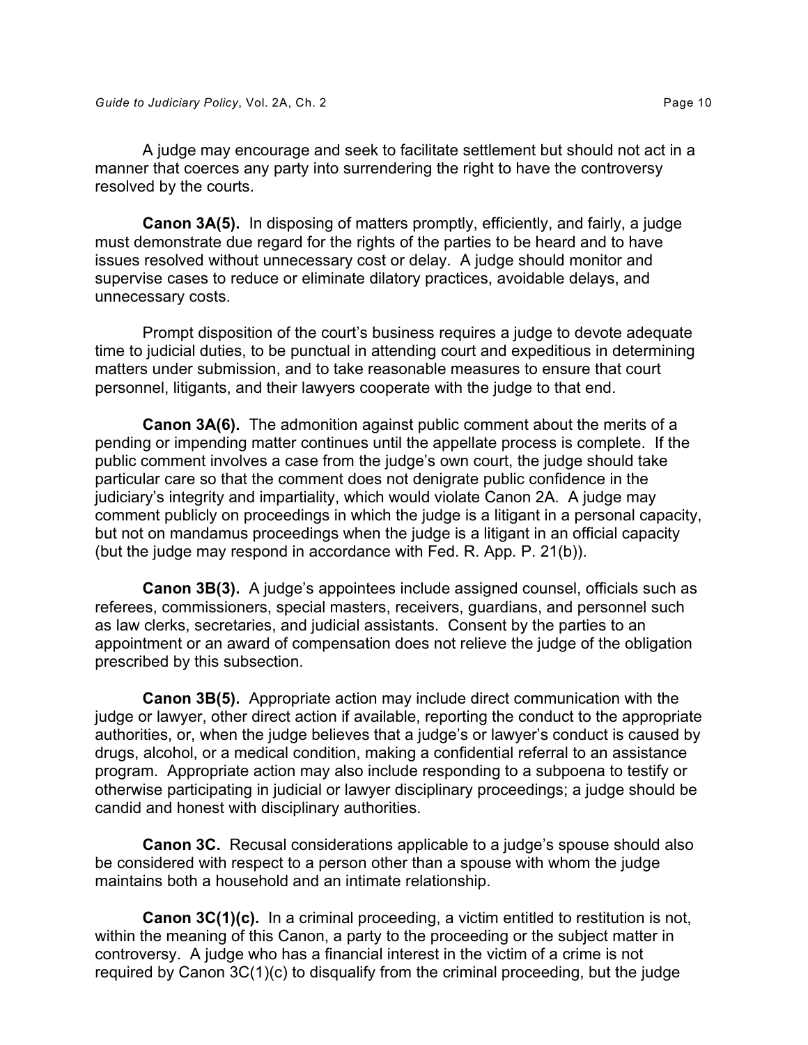A judge may encourage and seek to facilitate settlement but should not act in a manner that coerces any party into surrendering the right to have the controversy resolved by the courts.

**Canon 3A(5).** In disposing of matters promptly, efficiently, and fairly, a judge must demonstrate due regard for the rights of the parties to be heard and to have issues resolved without unnecessary cost or delay. A judge should monitor and supervise cases to reduce or eliminate dilatory practices, avoidable delays, and unnecessary costs.

Prompt disposition of the court's business requires a judge to devote adequate time to judicial duties, to be punctual in attending court and expeditious in determining matters under submission, and to take reasonable measures to ensure that court personnel, litigants, and their lawyers cooperate with the judge to that end.

**Canon 3A(6).** The admonition against public comment about the merits of a pending or impending matter continues until the appellate process is complete. If the public comment involves a case from the judge's own court, the judge should take particular care so that the comment does not denigrate public confidence in the judiciary's integrity and impartiality, which would violate Canon 2A. A judge may comment publicly on proceedings in which the judge is a litigant in a personal capacity, but not on mandamus proceedings when the judge is a litigant in an official capacity (but the judge may respond in accordance with Fed. R. App. P. 21(b)).

**Canon 3B(3).** A judge's appointees include assigned counsel, officials such as referees, commissioners, special masters, receivers, guardians, and personnel such as law clerks, secretaries, and judicial assistants. Consent by the parties to an appointment or an award of compensation does not relieve the judge of the obligation prescribed by this subsection.

**Canon 3B(5).** Appropriate action may include direct communication with the judge or lawyer, other direct action if available, reporting the conduct to the appropriate authorities, or, when the judge believes that a judge's or lawyer's conduct is caused by drugs, alcohol, or a medical condition, making a confidential referral to an assistance program. Appropriate action may also include responding to a subpoena to testify or otherwise participating in judicial or lawyer disciplinary proceedings; a judge should be candid and honest with disciplinary authorities.

**Canon 3C.** Recusal considerations applicable to a judge's spouse should also be considered with respect to a person other than a spouse with whom the judge maintains both a household and an intimate relationship.

**Canon 3C(1)(c).** In a criminal proceeding, a victim entitled to restitution is not, within the meaning of this Canon, a party to the proceeding or the subject matter in controversy. A judge who has a financial interest in the victim of a crime is not required by Canon 3C(1)(c) to disqualify from the criminal proceeding, but the judge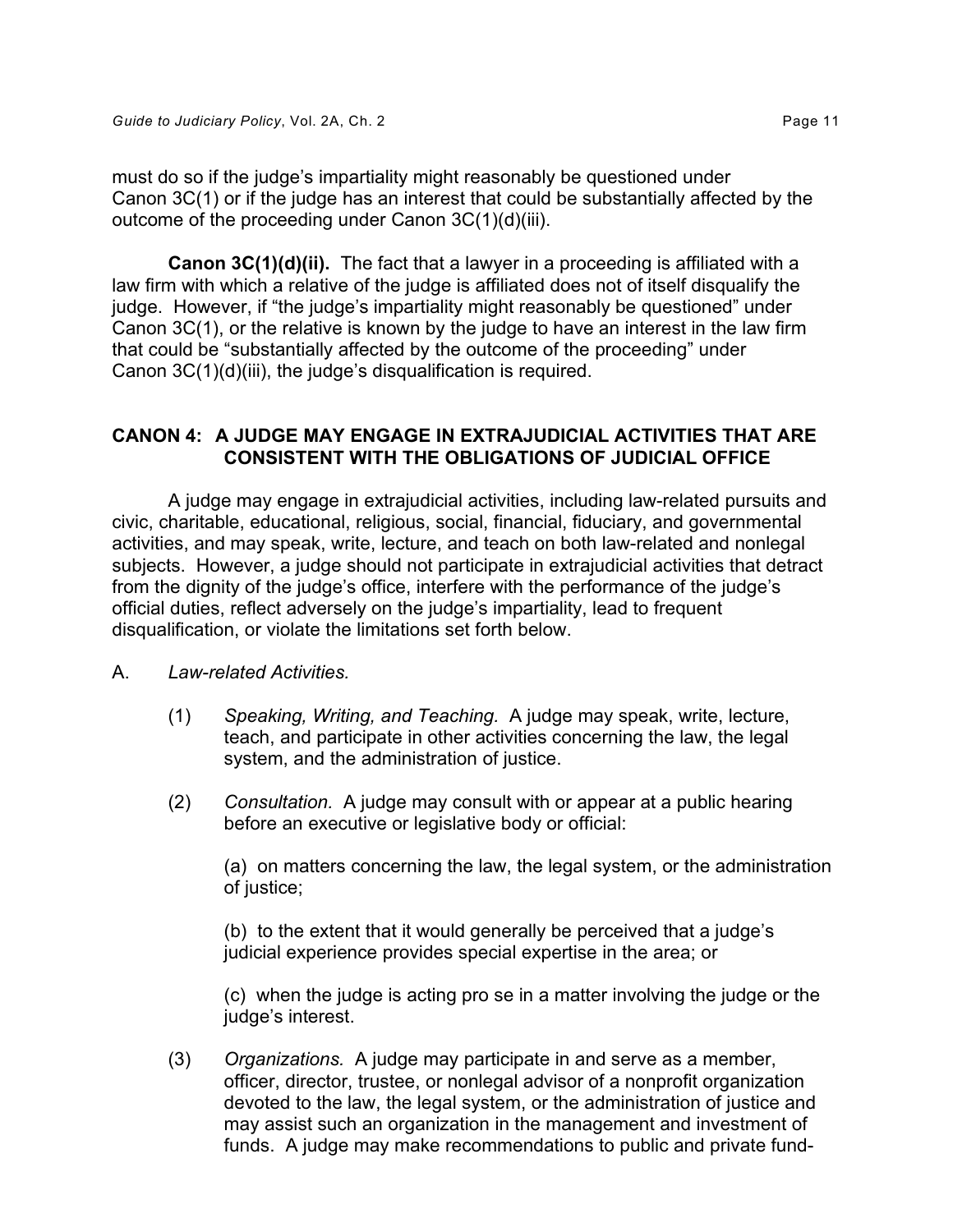must do so if the judge's impartiality might reasonably be questioned under Canon 3C(1) or if the judge has an interest that could be substantially affected by the outcome of the proceeding under Canon 3C(1)(d)(iii).

**Canon 3C(1)(d)(ii).** The fact that a lawyer in a proceeding is affiliated with a law firm with which a relative of the judge is affiliated does not of itself disqualify the judge. However, if "the judge's impartiality might reasonably be questioned" under Canon 3C(1), or the relative is known by the judge to have an interest in the law firm that could be "substantially affected by the outcome of the proceeding" under Canon 3C(1)(d)(iii), the judge's disqualification is required.

## CANON 4: A JUDGE MAY ENGAGE IN EXTRAJUDICIAL ACTIVITIES THAT ARE CONSISTENT WITH THE OBLIGATIONS OF JUDICIAL OFFICE

A judge may engage in extrajudicial activities, including law-related pursuits and civic, charitable, educational, religious, social, financial, fiduciary, and governmental activities, and may speak, write, lecture, and teach on both law-related and nonlegal subjects. However, a judge should not participate in extrajudicial activities that detract from the dignity of the judge's office, interfere with the performance of the judge's official duties, reflect adversely on the judge's impartiality, lead to frequent disqualification, or violate the limitations set forth below.

A. *Law-related Activities.*

(1) *Speaking, Writing, and Teaching.* A judge may speak, write, lecture, teach, and participate in other activities concerning the law, the legal system, and the administration of justice.

(2) *Consultation.* A judge may consult with or appear at a public hearing before an executive or legislative body or official:

(a) on matters concerning the law, the legal system, or the administration of justice;

(b) to the extent that it would generally be perceived that a judge's judicial experience provides special expertise in the area; or

(c) when the judge is acting pro se in a matter involving the judge or the judge's interest.

(3) *Organizations.* A judge may participate in and serve as a member, officer, director, trustee, or nonlegal advisor of a nonprofit organization devoted to the law, the legal system, or the administration of justice and may assist such an organization in the management and investment of funds. A judge may make recommendations to public and private fund-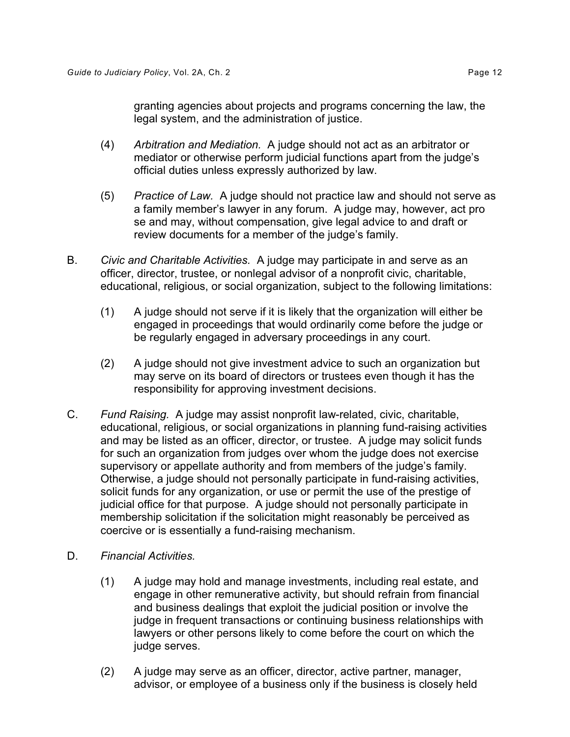granting agencies about projects and programs concerning the law, the legal system, and the administration of justice.

(4) *Arbitration and Mediation.* A judge should not act as an arbitrator or mediator or otherwise perform judicial functions apart from the judge's official duties unless expressly authorized by law.

(5) *Practice of Law.* A judge should not practice law and should not serve as a family member's lawyer in any forum. A judge may, however, act pro se and may, without compensation, give legal advice to and draft or review documents for a member of the judge's family.

B. *Civic and Charitable Activities.* A judge may participate in and serve as an officer, director, trustee, or nonlegal advisor of a nonprofit civic, charitable, educational, religious, or social organization, subject to the following limitations:

(1) A judge should not serve if it is likely that the organization will either be engaged in proceedings that would ordinarily come before the judge or be regularly engaged in adversary proceedings in any court.

(2) A judge should not give investment advice to such an organization but may serve on its board of directors or trustees even though it has the responsibility for approving investment decisions.

C. *Fund Raising.* A judge may assist nonprofit law-related, civic, charitable, educational, religious, or social organizations in planning fund-raising activities and may be listed as an officer, director, or trustee. A judge may solicit funds for such an organization from judges over whom the judge does not exercise supervisory or appellate authority and from members of the judge's family. Otherwise, a judge should not personally participate in fund-raising activities, solicit funds for any organization, or use or permit the use of the prestige of judicial office for that purpose. A judge should not personally participate in membership solicitation if the solicitation might reasonably be perceived as coercive or is essentially a fund-raising mechanism.

D. *Financial Activities.*

(1) A judge may hold and manage investments, including real estate, and engage in other remunerative activity, but should refrain from financial and business dealings that exploit the judicial position or involve the judge in frequent transactions or continuing business relationships with lawyers or other persons likely to come before the court on which the judge serves.

(2) A judge may serve as an officer, director, active partner, manager, advisor, or employee of a business only if the business is closely held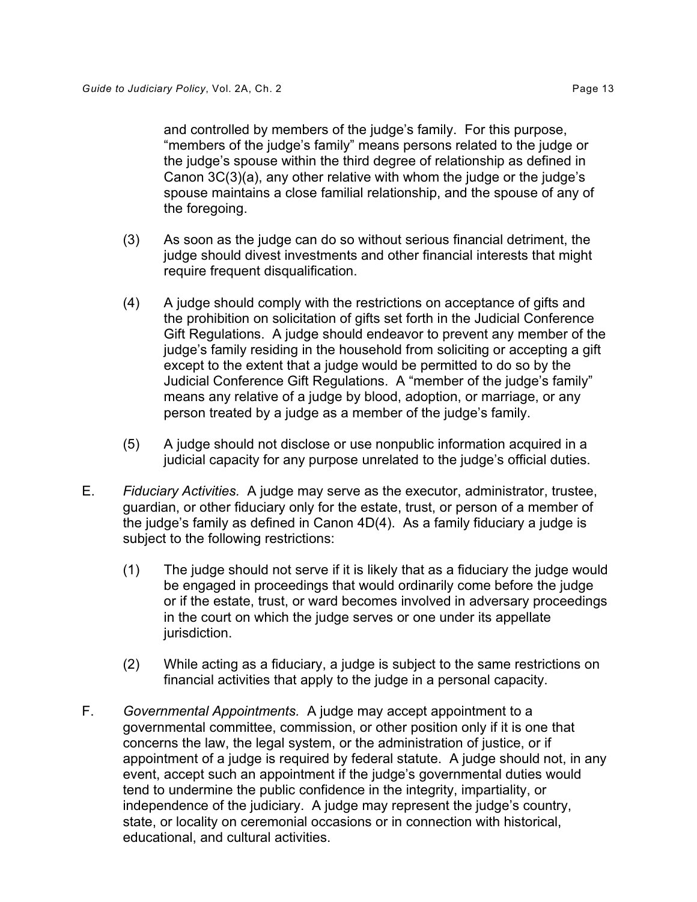and controlled by members of the judge's family. For this purpose, "members of the judge's family" means persons related to the judge or the judge's spouse within the third degree of relationship as defined in Canon 3C(3)(a), any other relative with whom the judge or the judge's spouse maintains a close familial relationship, and the spouse of any of the foregoing.

(3) As soon as the judge can do so without serious financial detriment, the judge should divest investments and other financial interests that might require frequent disqualification.

(4) A judge should comply with the restrictions on acceptance of gifts and the prohibition on solicitation of gifts set forth in the Judicial Conference Gift Regulations. A judge should endeavor to prevent any member of the judge's family residing in the household from soliciting or accepting a gift except to the extent that a judge would be permitted to do so by the Judicial Conference Gift Regulations. A "member of the judge's family" means any relative of a judge by blood, adoption, or marriage, or any person treated by a judge as a member of the judge's family.

(5) A judge should not disclose or use nonpublic information acquired in a judicial capacity for any purpose unrelated to the judge's official duties.

E. *Fiduciary Activities.* A judge may serve as the executor, administrator, trustee, guardian, or other fiduciary only for the estate, trust, or person of a member of the judge's family as defined in Canon 4D(4). As a family fiduciary a judge is subject to the following restrictions:

(1) The judge should not serve if it is likely that as a fiduciary the judge would be engaged in proceedings that would ordinarily come before the judge or if the estate, trust, or ward becomes involved in adversary proceedings in the court on which the judge serves or one under its appellate jurisdiction.

(2) While acting as a fiduciary, a judge is subject to the same restrictions on financial activities that apply to the judge in a personal capacity.

F. *Governmental Appointments.* A judge may accept appointment to a governmental committee, commission, or other position only if it is one that concerns the law, the legal system, or the administration of justice, or if appointment of a judge is required by federal statute. A judge should not, in any event, accept such an appointment if the judge's governmental duties would tend to undermine the public confidence in the integrity, impartiality, or independence of the judiciary. A judge may represent the judge's country, state, or locality on ceremonial occasions or in connection with historical, educational, and cultural activities.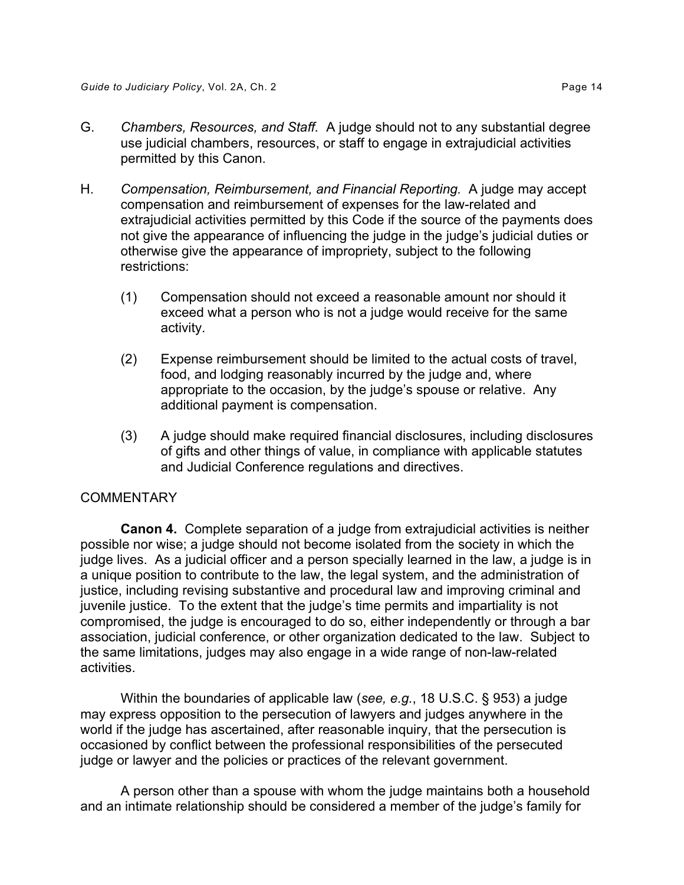G. *Chambers, Resources, and Staff.* A judge should not to any substantial degree use judicial chambers, resources, or staff to engage in extrajudicial activities permitted by this Canon.

H. *Compensation, Reimbursement, and Financial Reporting.* A judge may accept compensation and reimbursement of expenses for the law-related and extrajudicial activities permitted by this Code if the source of the payments does not give the appearance of influencing the judge in the judge's judicial duties or otherwise give the appearance of impropriety, subject to the following restrictions:

   (1) Compensation should not exceed a reasonable amount nor should it exceed what a person who is not a judge would receive for the same activity.

   (2) Expense reimbursement should be limited to the actual costs of travel, food, and lodging reasonably incurred by the judge and, where appropriate to the occasion, by the judge's spouse or relative. Any additional payment is compensation.

   (3) A judge should make required financial disclosures, including disclosures of gifts and other things of value, in compliance with applicable statutes and Judicial Conference regulations and directives.

COMMENTARY

**Canon 4.** Complete separation of a judge from extrajudicial activities is neither possible nor wise; a judge should not become isolated from the society in which the judge lives. As a judicial officer and a person specially learned in the law, a judge is in a unique position to contribute to the law, the legal system, and the administration of justice, including revising substantive and procedural law and improving criminal and juvenile justice. To the extent that the judge's time permits and impartiality is not compromised, the judge is encouraged to do so, either independently or through a bar association, judicial conference, or other organization dedicated to the law. Subject to the same limitations, judges may also engage in a wide range of non-law-related activities.

Within the boundaries of applicable law (*see, e.g.*, 18 U.S.C. § 953) a judge may express opposition to the persecution of lawyers and judges anywhere in the world if the judge has ascertained, after reasonable inquiry, that the persecution is occasioned by conflict between the professional responsibilities of the persecuted judge or lawyer and the policies or practices of the relevant government.

A person other than a spouse with whom the judge maintains both a household and an intimate relationship should be considered a member of the judge's family for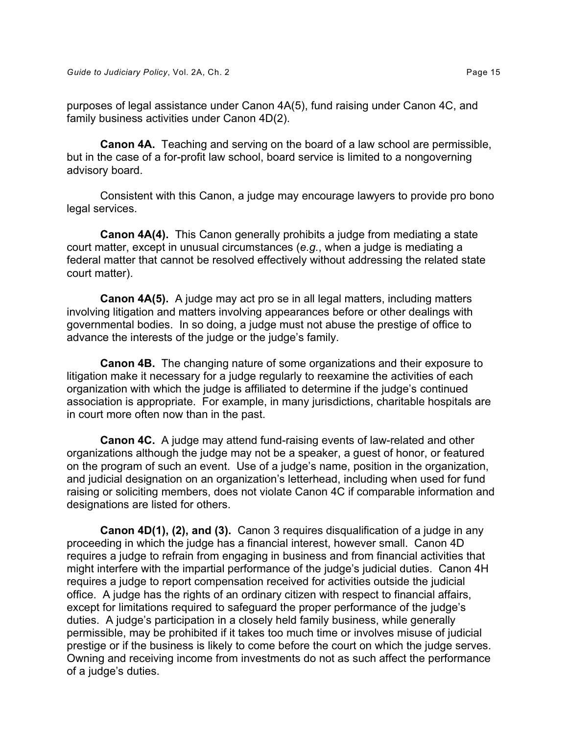purposes of legal assistance under Canon 4A(5), fund raising under Canon 4C, and family business activities under Canon 4D(2).

**Canon 4A.** Teaching and serving on the board of a law school are permissible, but in the case of a for-profit law school, board service is limited to a nongoverning advisory board.

Consistent with this Canon, a judge may encourage lawyers to provide pro bono legal services.

**Canon 4A(4).** This Canon generally prohibits a judge from mediating a state court matter, except in unusual circumstances (*e.g.*, when a judge is mediating a federal matter that cannot be resolved effectively without addressing the related state court matter).

**Canon 4A(5).** A judge may act pro se in all legal matters, including matters involving litigation and matters involving appearances before or other dealings with governmental bodies. In so doing, a judge must not abuse the prestige of office to advance the interests of the judge or the judge's family.

**Canon 4B.** The changing nature of some organizations and their exposure to litigation make it necessary for a judge regularly to reexamine the activities of each organization with which the judge is affiliated to determine if the judge's continued association is appropriate. For example, in many jurisdictions, charitable hospitals are in court more often now than in the past.

**Canon 4C.** A judge may attend fund-raising events of law-related and other organizations although the judge may not be a speaker, a guest of honor, or featured on the program of such an event. Use of a judge's name, position in the organization, and judicial designation on an organization's letterhead, including when used for fund raising or soliciting members, does not violate Canon 4C if comparable information and designations are listed for others.

**Canon 4D(1), (2), and (3).** Canon 3 requires disqualification of a judge in any proceeding in which the judge has a financial interest, however small. Canon 4D requires a judge to refrain from engaging in business and from financial activities that might interfere with the impartial performance of the judge's judicial duties. Canon 4H requires a judge to report compensation received for activities outside the judicial office. A judge has the rights of an ordinary citizen with respect to financial affairs, except for limitations required to safeguard the proper performance of the judge's duties. A judge's participation in a closely held family business, while generally permissible, may be prohibited if it takes too much time or involves misuse of judicial prestige or if the business is likely to come before the court on which the judge serves. Owning and receiving income from investments do not as such affect the performance of a judge's duties.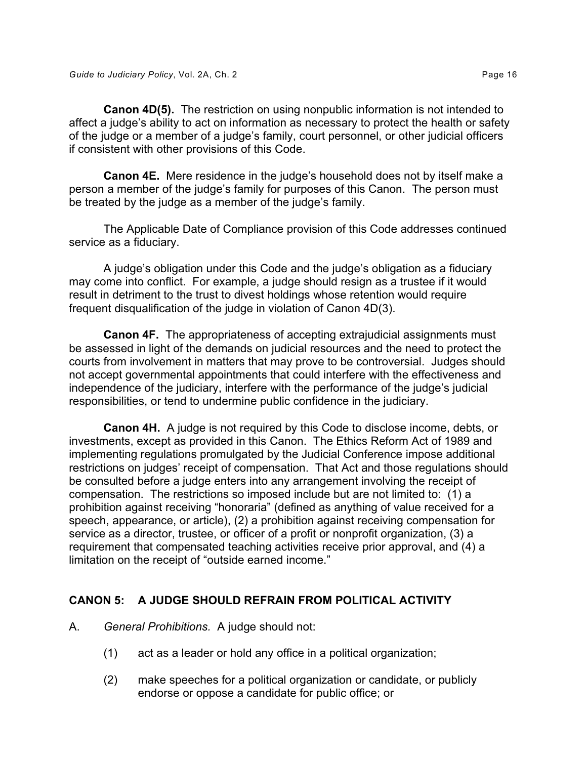**Canon 4D(5).** The restriction on using nonpublic information is not intended to affect a judge's ability to act on information as necessary to protect the health or safety of the judge or a member of a judge's family, court personnel, or other judicial officers if consistent with other provisions of this Code.

**Canon 4E.** Mere residence in the judge's household does not by itself make a person a member of the judge's family for purposes of this Canon. The person must be treated by the judge as a member of the judge's family.

The Applicable Date of Compliance provision of this Code addresses continued service as a fiduciary.

A judge's obligation under this Code and the judge's obligation as a fiduciary may come into conflict. For example, a judge should resign as a trustee if it would result in detriment to the trust to divest holdings whose retention would require frequent disqualification of the judge in violation of Canon 4D(3).

**Canon 4F.** The appropriateness of accepting extrajudicial assignments must be assessed in light of the demands on judicial resources and the need to protect the courts from involvement in matters that may prove to be controversial. Judges should not accept governmental appointments that could interfere with the effectiveness and independence of the judiciary, interfere with the performance of the judge's judicial responsibilities, or tend to undermine public confidence in the judiciary.

**Canon 4H.** A judge is not required by this Code to disclose income, debts, or investments, except as provided in this Canon. The Ethics Reform Act of 1989 and implementing regulations promulgated by the Judicial Conference impose additional restrictions on judges' receipt of compensation. That Act and those regulations should be consulted before a judge enters into any arrangement involving the receipt of compensation. The restrictions so imposed include but are not limited to: (1) a prohibition against receiving "honoraria" (defined as anything of value received for a speech, appearance, or article), (2) a prohibition against receiving compensation for service as a director, trustee, or officer of a profit or nonprofit organization, (3) a requirement that compensated teaching activities receive prior approval, and (4) a limitation on the receipt of "outside earned income."

## CANON 5: A JUDGE SHOULD REFRAIN FROM POLITICAL ACTIVITY

A. *General Prohibitions.* A judge should not:

(1) act as a leader or hold any office in a political organization;

(2) make speeches for a political organization or candidate, or publicly endorse or oppose a candidate for public office; or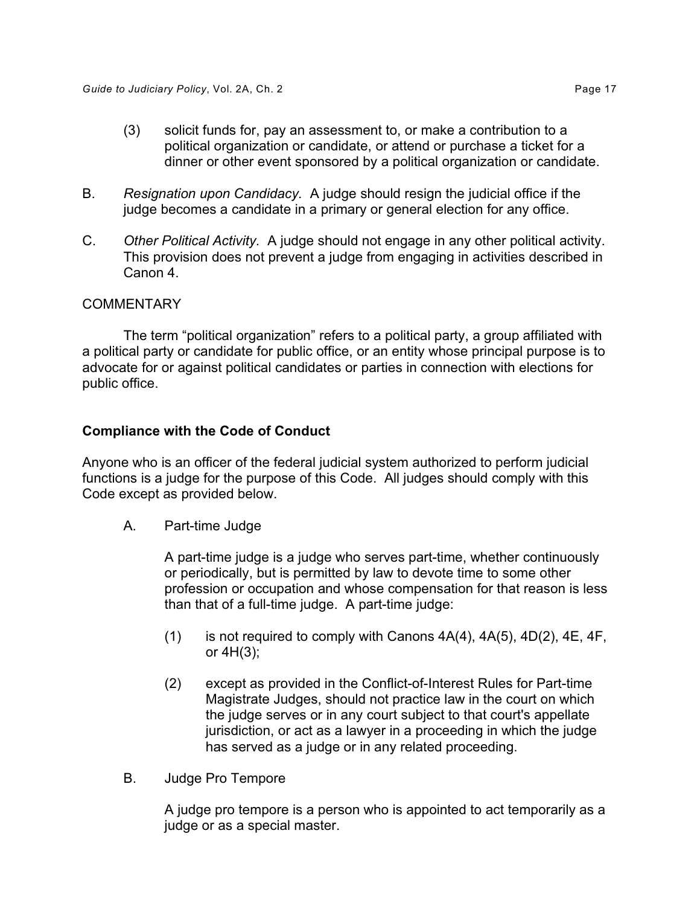(3) solicit funds for, pay an assessment to, or make a contribution to a political organization or candidate, or attend or purchase a ticket for a dinner or other event sponsored by a political organization or candidate.

B. *Resignation upon Candidacy.* A judge should resign the judicial office if the judge becomes a candidate in a primary or general election for any office.

C. *Other Political Activity.* A judge should not engage in any other political activity. This provision does not prevent a judge from engaging in activities described in Canon 4.

COMMENTARY

The term “political organization” refers to a political party, a group affiliated with a political party or candidate for public office, or an entity whose principal purpose is to advocate for or against political candidates or parties in connection with elections for public office.

## Compliance with the Code of Conduct

Anyone who is an officer of the federal judicial system authorized to perform judicial functions is a judge for the purpose of this Code. All judges should comply with this Code except as provided below.

A. Part-time Judge

A part-time judge is a judge who serves part-time, whether continuously or periodically, but is permitted by law to devote time to some other profession or occupation and whose compensation for that reason is less than that of a full-time judge. A part-time judge:

(1) is not required to comply with Canons 4A(4), 4A(5), 4D(2), 4E, 4F, or 4H(3);

(2) except as provided in the Conflict-of-Interest Rules for Part-time Magistrate Judges, should not practice law in the court on which the judge serves or in any court subject to that court's appellate jurisdiction, or act as a lawyer in a proceeding in which the judge has served as a judge or in any related proceeding.

B. Judge Pro Tempore

A judge pro tempore is a person who is appointed to act temporarily as a judge or as a special master.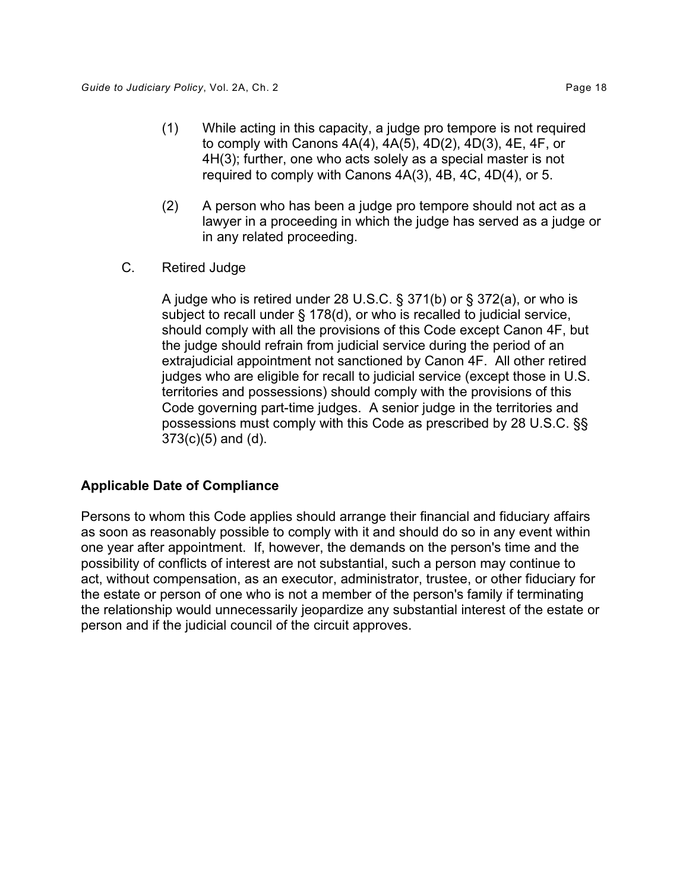(1) While acting in this capacity, a judge pro tempore is not required to comply with Canons 4A(4), 4A(5), 4D(2), 4D(3), 4E, 4F, or 4H(3); further, one who acts solely as a special master is not required to comply with Canons 4A(3), 4B, 4C, 4D(4), or 5.

(2) A person who has been a judge pro tempore should not act as a lawyer in a proceeding in which the judge has served as a judge or in any related proceeding.

C. Retired Judge

A judge who is retired under 28 U.S.C. § 371(b) or § 372(a), or who is subject to recall under § 178(d), or who is recalled to judicial service, should comply with all the provisions of this Code except Canon 4F, but the judge should refrain from judicial service during the period of an extrajudicial appointment not sanctioned by Canon 4F. All other retired judges who are eligible for recall to judicial service (except those in U.S. territories and possessions) should comply with the provisions of this Code governing part-time judges. A senior judge in the territories and possessions must comply with this Code as prescribed by 28 U.S.C. §§ 373(c)(5) and (d).

**Applicable Date of Compliance**

Persons to whom this Code applies should arrange their financial and fiduciary affairs as soon as reasonably possible to comply with it and should do so in any event within one year after appointment. If, however, the demands on the person's time and the possibility of conflicts of interest are not substantial, such a person may continue to act, without compensation, as an executor, administrator, trustee, or other fiduciary for the estate or person of one who is not a member of the person's family if terminating the relationship would unnecessarily jeopardize any substantial interest of the estate or person and if the judicial council of the circuit approves.